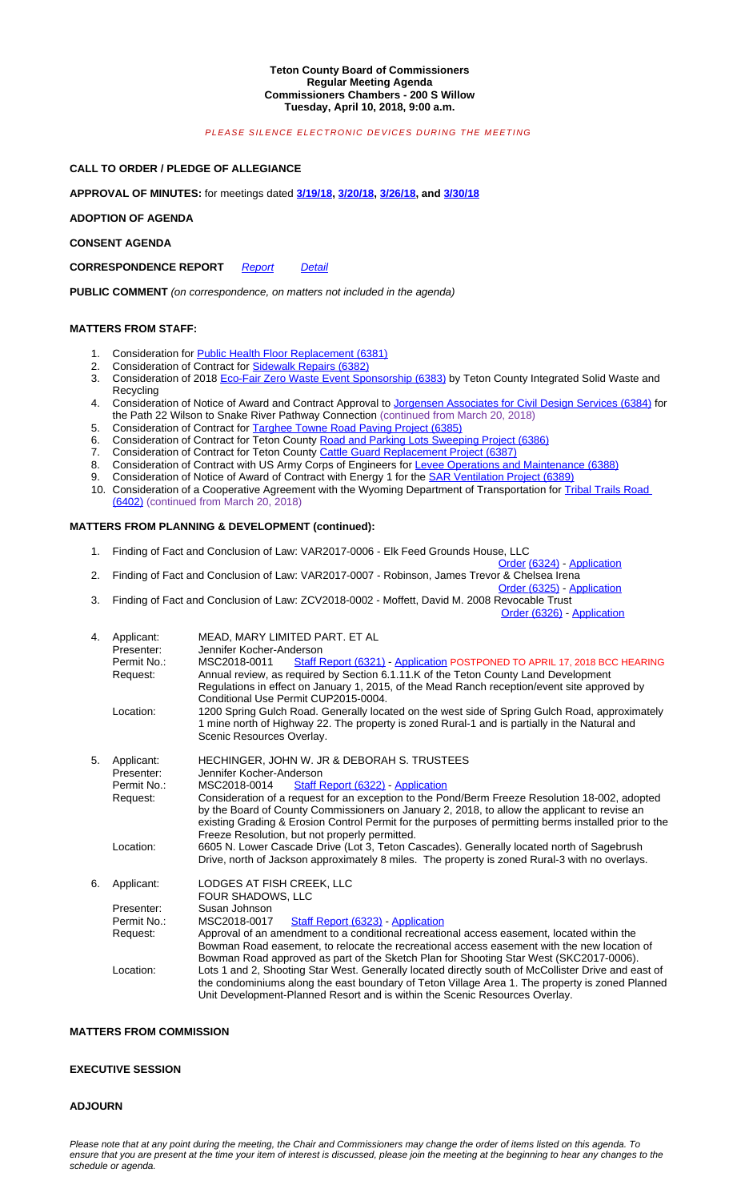**Teton County Board of Commissioners**
**Regular Meeting Agenda**
**Commissioners Chambers - 200 S Willow**
**Tuesday, April 10, 2018, 9:00 a.m.**

*PLEASE SILENCE ELECTRONIC DEVICES DURING THE MEETING*

**CALL TO ORDER / PLEDGE OF ALLEGIANCE**

**APPROVAL OF MINUTES:** for meetings dated **3/19/18, 3/20/18, 3/26/18, and 3/30/18**

**ADOPTION OF AGENDA**

**CONSENT AGENDA**

**CORRESPONDENCE REPORT** *Report* *Detail*

**PUBLIC COMMENT** *(on correspondence, on matters not included in the agenda)*

**MATTERS FROM STAFF:**

1. Consideration for Public Health Floor Replacement (6381)
2. Consideration of Contract for Sidewalk Repairs (6382)
3. Consideration of 2018 Eco-Fair Zero Waste Event Sponsorship (6383) by Teton County Integrated Solid Waste and Recycling
4. Consideration of Notice of Award and Contract Approval to Jorgensen Associates for Civil Design Services (6384) for the Path 22 Wilson to Snake River Pathway Connection (continued from March 20, 2018)
5. Consideration of Contract for Targhee Towne Road Paving Project (6385)
6. Consideration of Contract for Teton County Road and Parking Lots Sweeping Project (6386)
7. Consideration of Contract for Teton County Cattle Guard Replacement Project (6387)
8. Consideration of Contract with US Army Corps of Engineers for Levee Operations and Maintenance (6388)
9. Consideration of Notice of Award of Contract with Energy 1 for the SAR Ventilation Project (6389)
10. Consideration of a Cooperative Agreement with the Wyoming Department of Transportation for Tribal Trails Road (6402) (continued from March 20, 2018)

**MATTERS FROM PLANNING & DEVELOPMENT (continued):**

1. Finding of Fact and Conclusion of Law: VAR2017-0006 - Elk Feed Grounds House, LLC
   Order (6324) - Application
2. Finding of Fact and Conclusion of Law: VAR2017-0007 - Robinson, James Trevor & Chelsea Irena
   Order (6325) - Application
3. Finding of Fact and Conclusion of Law: ZCV2018-0002 - Moffett, David M. 2008 Revocable Trust
   Order (6326) - Application

4.

| | |
|---|---|
| Applicant: | MEAD, MARY LIMITED PART. ET AL |
| Presenter: | Jennifer Kocher-Anderson |
| Permit No.: | MSC2018-0011 Staff Report (6321) - Application POSTPONED TO APRIL 17, 2018 BCC HEARING |
| Request: | Annual review, as required by Section 6.1.11.K of the Teton County Land Development Regulations in effect on January 1, 2015, of the Mead Ranch reception/event site approved by Conditional Use Permit CUP2015-0004. |
| Location: | 1200 Spring Gulch Road. Generally located on the west side of Spring Gulch Road, approximately 1 mine north of Highway 22. The property is zoned Rural-1 and is partially in the Natural and Scenic Resources Overlay. |

5.

| | |
|---|---|
| Applicant: | HECHINGER, JOHN W. JR & DEBORAH S. TRUSTEES |
| Presenter: | Jennifer Kocher-Anderson |
| Permit No.: | MSC2018-0014 Staff Report (6322) - Application |
| Request: | Consideration of a request for an exception to the Pond/Berm Freeze Resolution 18-002, adopted by the Board of County Commissioners on January 2, 2018, to allow the applicant to revise an existing Grading & Erosion Control Permit for the purposes of permitting berms installed prior to the Freeze Resolution, but not properly permitted. |
| Location: | 6605 N. Lower Cascade Drive (Lot 3, Teton Cascades). Generally located north of Sagebrush Drive, north of Jackson approximately 8 miles. The property is zoned Rural-3 with no overlays. |

6.

| | |
|---|---|
| Applicant: | LODGES AT FISH CREEK, LLC<br>FOUR SHADOWS, LLC |
| Presenter: | Susan Johnson |
| Permit No.: | MSC2018-0017 Staff Report (6323) - Application |
| Request: | Approval of an amendment to a conditional recreational access easement, located within the Bowman Road easement, to relocate the recreational access easement with the new location of Bowman Road approved as part of the Sketch Plan for Shooting Star West (SKC2017-0006). |
| Location: | Lots 1 and 2, Shooting Star West. Generally located directly south of McCollister Drive and east of the condominiums along the east boundary of Teton Village Area 1. The property is zoned Planned Unit Development-Planned Resort and is within the Scenic Resources Overlay. |

**MATTERS FROM COMMISSION**

**EXECUTIVE SESSION**

**ADJOURN**

*Please note that at any point during the meeting, the Chair and Commissioners may change the order of items listed on this agenda. To ensure that you are present at the time your item of interest is discussed, please join the meeting at the beginning to hear any changes to the schedule or agenda.*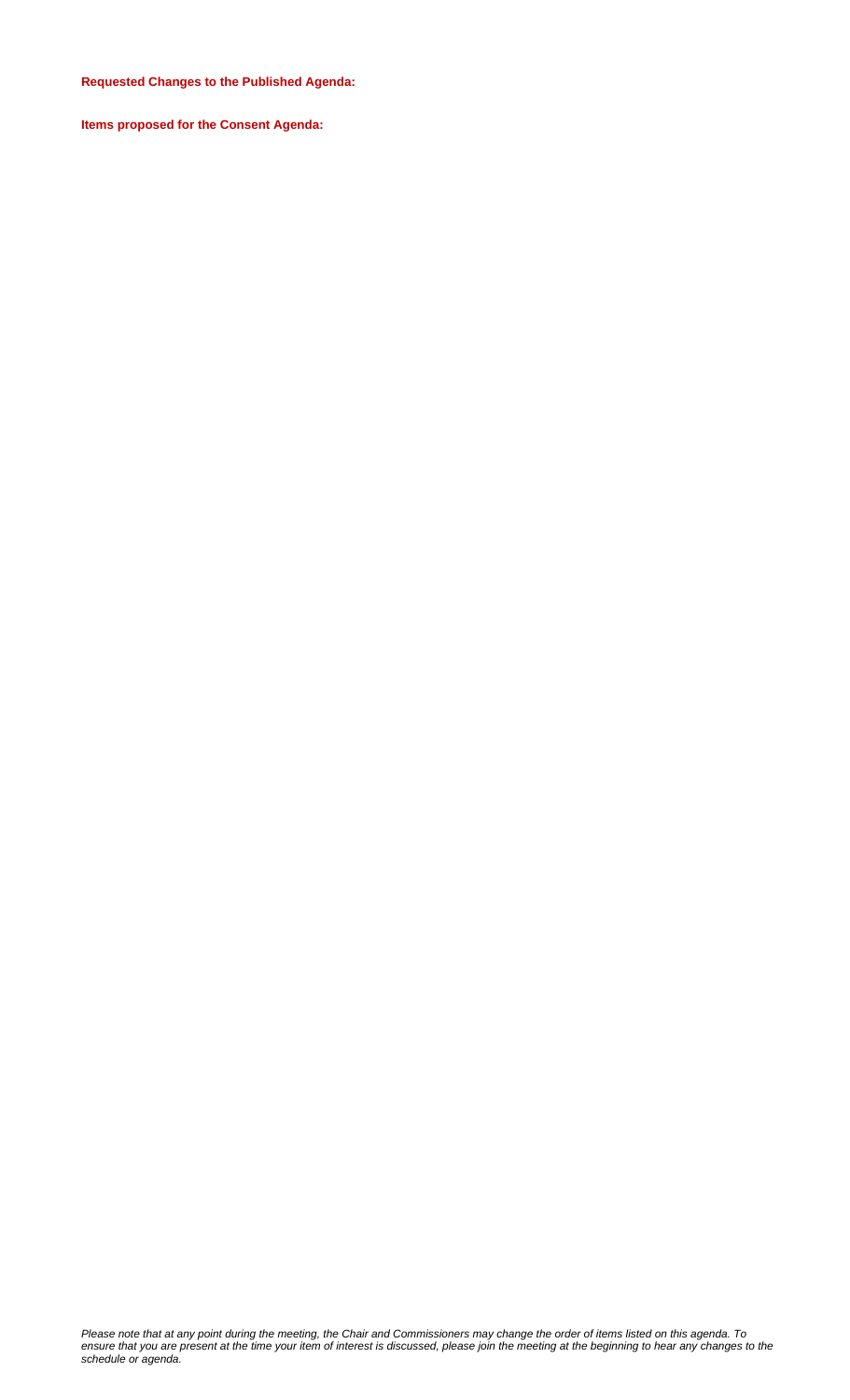**Requested Changes to the Published Agenda:**

**Items proposed for the Consent Agenda:**

*Please note that at any point during the meeting, the Chair and Commissioners may change the order of items listed on this agenda. To ensure that you are present at the time your item of interest is discussed, please join the meeting at the beginning to hear any changes to the schedule or agenda.*